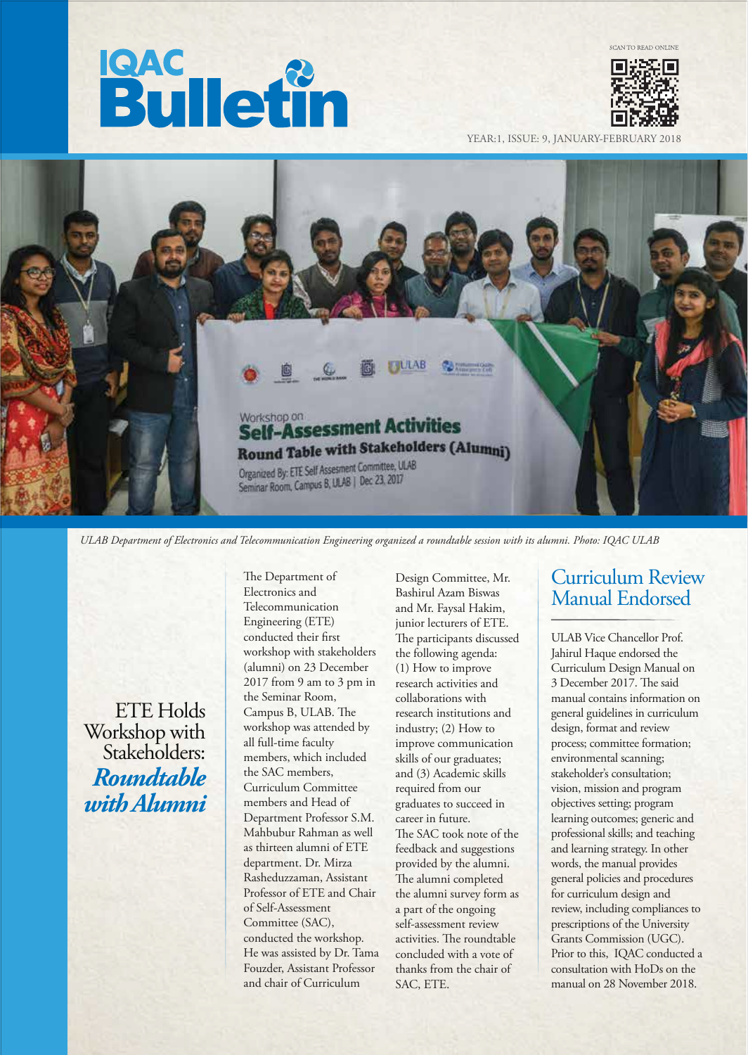# IQAC Bulletin

SCAN TO READ ONLINE

YEAR:1, ISSUE: 9, JANUARY-FEBRUARY 2018

*ULAB Department of Electronics and Telecommunication Engineering organized a roundtable session with its alumni. Photo: IQAC ULAB*

## ETE Holds Workshop with Stakeholders: *Roundtable with Alumni*

The Department of Electronics and Telecommunication Engineering (ETE) conducted their first workshop with stakeholders (alumni) on 23 December 2017 from 9 am to 3 pm in the Seminar Room, Campus B, ULAB. The workshop was attended by all full-time faculty members, which included the SAC members, Curriculum Committee members and Head of Department Professor S.M. Mahbubur Rahman as well as thirteen alumni of ETE department. Dr. Mirza Rasheduzzaman, Assistant Professor of ETE and Chair of Self-Assessment Committee (SAC), conducted the workshop. He was assisted by Dr. Tama Fouzder, Assistant Professor and chair of Curriculum Design Committee, Mr. Bashirul Azam Biswas and Mr. Faysal Hakim, junior lecturers of ETE. The participants discussed the following agenda: (1) How to improve research activities and collaborations with research institutions and industry; (2) How to improve communication skills of our graduates; and (3) Academic skills required from our graduates to succeed in career in future. The SAC took note of the feedback and suggestions provided by the alumni. The alumni completed the alumni survey form as a part of the ongoing self-assessment review activities. The roundtable concluded with a vote of thanks from the chair of SAC, ETE.

## Curriculum Review Manual Endorsed

ULAB Vice Chancellor Prof. Jahirul Haque endorsed the Curriculum Design Manual on 3 December 2017. The said manual contains information on general guidelines in curriculum design, format and review process; committee formation; environmental scanning; stakeholder's consultation; vision, mission and program objectives setting; program learning outcomes; generic and professional skills; and teaching and learning strategy. In other words, the manual provides general policies and procedures for curriculum design and review, including compliances to prescriptions of the University Grants Commission (UGC). Prior to this, IQAC conducted a consultation with HoDs on the manual on 28 November 2018.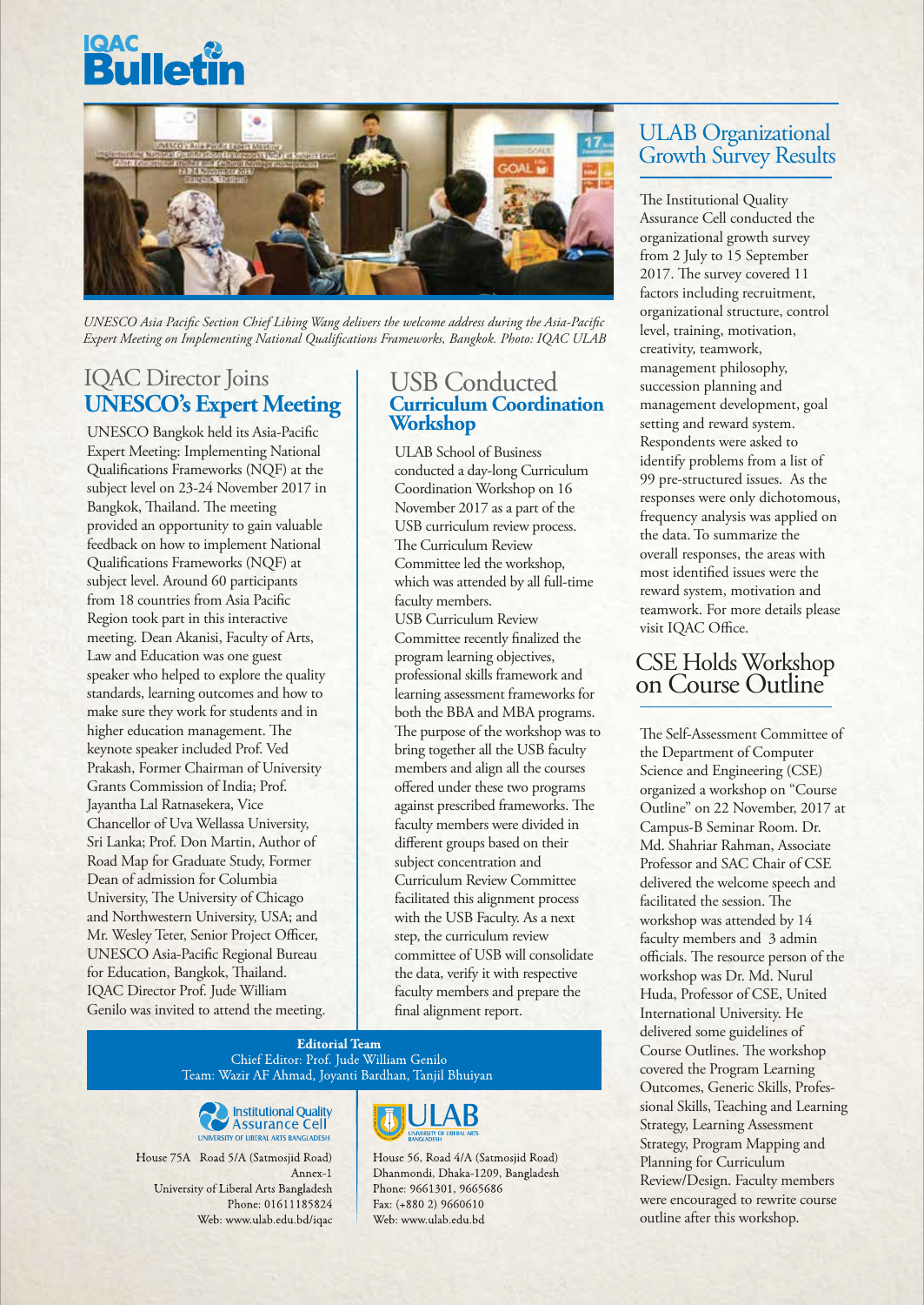# IQAC Bulletin

*UNESCO Asia Pacific Section Chief Libing Wang delivers the welcome address during the Asia-Pacific Expert Meeting on Implementing National Qualifications Frameworks, Bangkok. Photo: IQAC ULAB*

## IQAC Director Joins **UNESCO's Expert Meeting**

UNESCO Bangkok held its Asia-Pacific Expert Meeting: Implementing National Qualifications Frameworks (NQF) at the subject level on 23-24 November 2017 in Bangkok, Thailand. The meeting provided an opportunity to gain valuable feedback on how to implement National Qualifications Frameworks (NQF) at subject level. Around 60 participants from 18 countries from Asia Pacific Region took part in this interactive meeting. Dean Akanisi, Faculty of Arts, Law and Education was one guest speaker who helped to explore the quality standards, learning outcomes and how to make sure they work for students and in higher education management. The keynote speaker included Prof. Ved Prakash, Former Chairman of University Grants Commission of India; Prof. Jayantha Lal Ratnasekera, Vice Chancellor of Uva Wellassa University, Sri Lanka; Prof. Don Martin, Author of Road Map for Graduate Study, Former Dean of admission for Columbia University, The University of Chicago and Northwestern University, USA; and Mr. Wesley Teter, Senior Project Officer, UNESCO Asia-Pacific Regional Bureau for Education, Bangkok, Thailand. IQAC Director Prof. Jude William Genilo was invited to attend the meeting.

## USB Conducted **Curriculum Coordination Workshop**

ULAB School of Business conducted a day-long Curriculum Coordination Workshop on 16 November 2017 as a part of the USB curriculum review process. The Curriculum Review Committee led the workshop, which was attended by all full-time faculty members.

USB Curriculum Review Committee recently finalized the program learning objectives, professional skills framework and learning assessment frameworks for both the BBA and MBA programs. The purpose of the workshop was to bring together all the USB faculty members and align all the courses offered under these two programs against prescribed frameworks. The faculty members were divided in different groups based on their subject concentration and Curriculum Review Committee facilitated this alignment process with the USB Faculty. As a next step, the curriculum review committee of USB will consolidate the data, verify it with respective faculty members and prepare the final alignment report.

## ULAB Organizational Growth Survey Results

The Institutional Quality Assurance Cell conducted the organizational growth survey from 2 July to 15 September 2017. The survey covered 11 factors including recruitment, organizational structure, control level, training, motivation, creativity, teamwork, management philosophy, succession planning and management development, goal setting and reward system. Respondents were asked to identify problems from a list of 99 pre-structured issues. As the responses were only dichotomous, frequency analysis was applied on the data. To summarize the overall responses, the areas with most identified issues were the reward system, motivation and teamwork. For more details please visit IQAC Office.

## CSE Holds Workshop on Course Outline

The Self-Assessment Committee of the Department of Computer Science and Engineering (CSE) organized a workshop on "Course Outline" on 22 November, 2017 at Campus-B Seminar Room. Dr. Md. Shahriar Rahman, Associate Professor and SAC Chair of CSE delivered the welcome speech and facilitated the session. The workshop was attended by 14 faculty members and 3 admin officials. The resource person of the workshop was Dr. Md. Nurul Huda, Professor of CSE, United International University. He delivered some guidelines of Course Outlines. The workshop covered the Program Learning Outcomes, Generic Skills, Professional Skills, Teaching and Learning Strategy, Learning Assessment Strategy, Program Mapping and Planning for Curriculum Review/Design. Faculty members were encouraged to rewrite course outline after this workshop.

**Editorial Team**
Chief Editor: Prof. Jude William Genilo
Team: Wazir AF Ahmad, Joyanti Bardhan, Tanjil Bhuiyan

Institutional Quality Assurance Cell
University of Liberal Arts Bangladesh

House 75A Road 5/A (Satmosjid Road)
Annex-1
University of Liberal Arts Bangladesh
Phone: 01611185824
Web: www.ulab.edu.bd/iqac

ULAB
University of Liberal Arts Bangladesh

House 56, Road 4/A (Satmosjid Road)
Dhanmondi, Dhaka-1209, Bangladesh
Phone: 9661301, 9665686
Fax: (+880 2) 9660610
Web: www.ulab.edu.bd